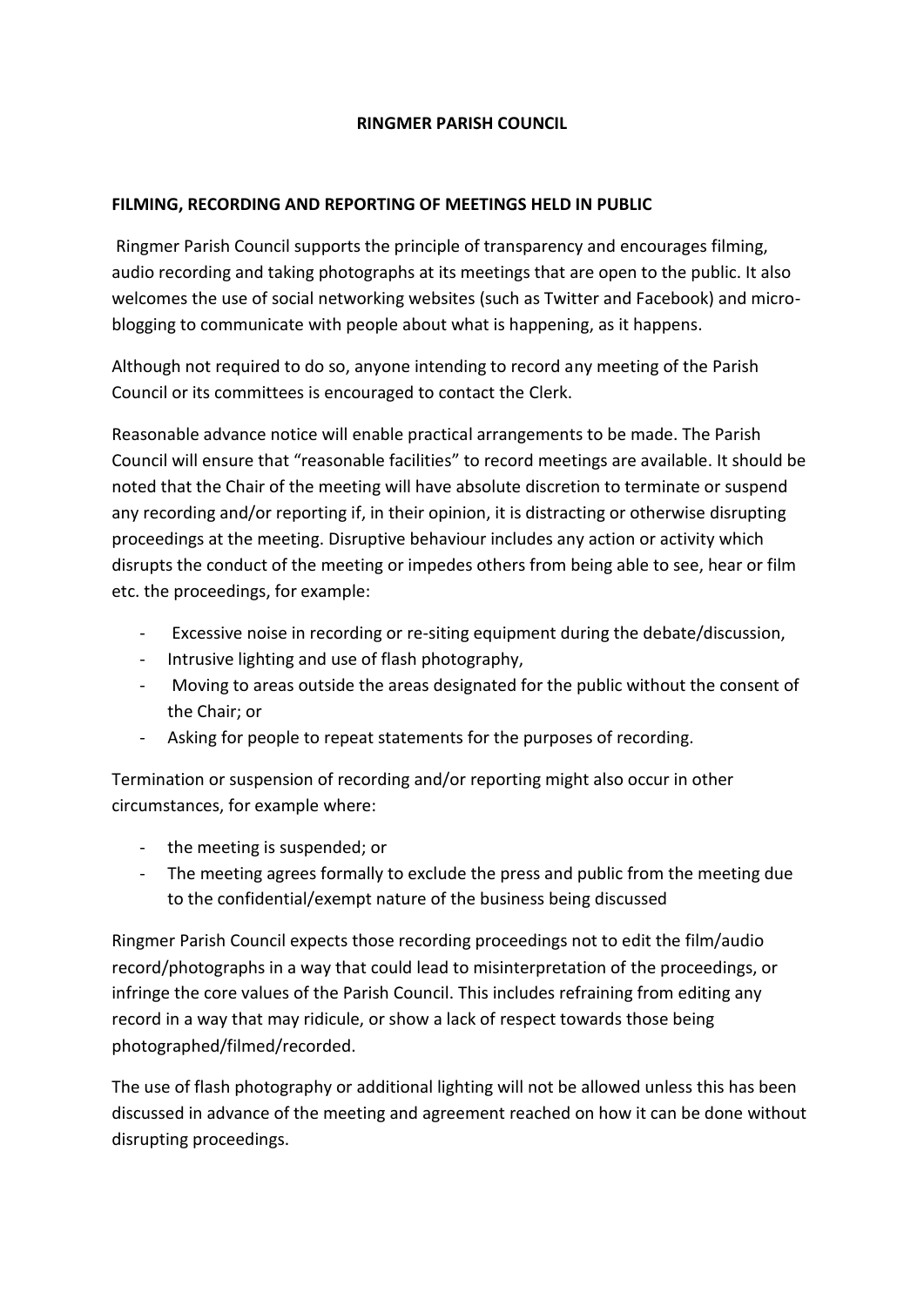# RINGMER PARISH COUNCIL

## FILMING, RECORDING AND REPORTING OF MEETINGS HELD IN PUBLIC

Ringmer Parish Council supports the principle of transparency and encourages filming, audio recording and taking photographs at its meetings that are open to the public. It also welcomes the use of social networking websites (such as Twitter and Facebook) and micro-blogging to communicate with people about what is happening, as it happens.

Although not required to do so, anyone intending to record any meeting of the Parish Council or its committees is encouraged to contact the Clerk.

Reasonable advance notice will enable practical arrangements to be made. The Parish Council will ensure that "reasonable facilities" to record meetings are available. It should be noted that the Chair of the meeting will have absolute discretion to terminate or suspend any recording and/or reporting if, in their opinion, it is distracting or otherwise disrupting proceedings at the meeting. Disruptive behaviour includes any action or activity which disrupts the conduct of the meeting or impedes others from being able to see, hear or film etc. the proceedings, for example:

- Excessive noise in recording or re-siting equipment during the debate/discussion,
- Intrusive lighting and use of flash photography,
- Moving to areas outside the areas designated for the public without the consent of the Chair; or
- Asking for people to repeat statements for the purposes of recording.

Termination or suspension of recording and/or reporting might also occur in other circumstances, for example where:

- the meeting is suspended; or
- The meeting agrees formally to exclude the press and public from the meeting due to the confidential/exempt nature of the business being discussed

Ringmer Parish Council expects those recording proceedings not to edit the film/audio record/photographs in a way that could lead to misinterpretation of the proceedings, or infringe the core values of the Parish Council. This includes refraining from editing any record in a way that may ridicule, or show a lack of respect towards those being photographed/filmed/recorded.

The use of flash photography or additional lighting will not be allowed unless this has been discussed in advance of the meeting and agreement reached on how it can be done without disrupting proceedings.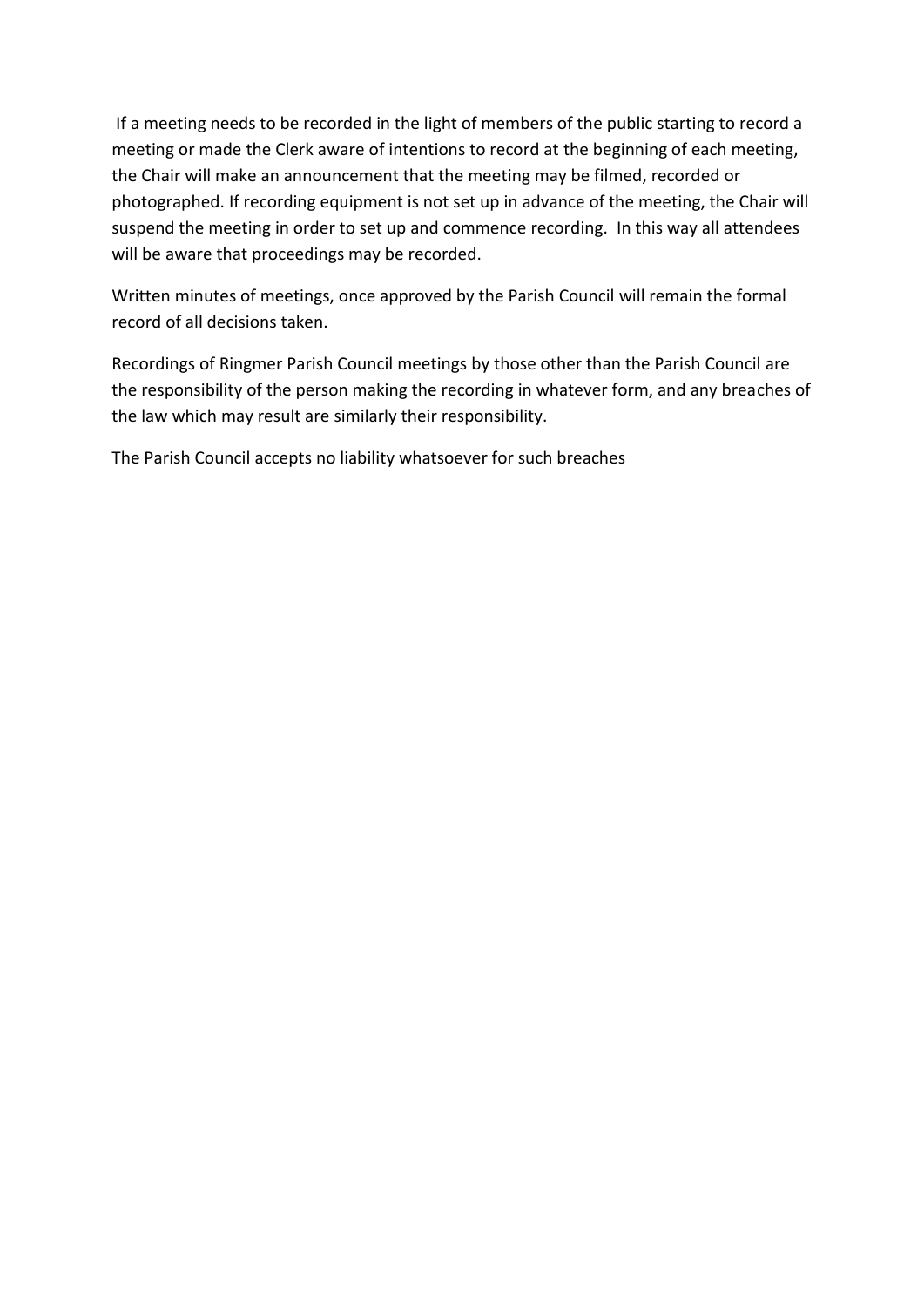If a meeting needs to be recorded in the light of members of the public starting to record a meeting or made the Clerk aware of intentions to record at the beginning of each meeting, the Chair will make an announcement that the meeting may be filmed, recorded or photographed. If recording equipment is not set up in advance of the meeting, the Chair will suspend the meeting in order to set up and commence recording. In this way all attendees will be aware that proceedings may be recorded.

Written minutes of meetings, once approved by the Parish Council will remain the formal record of all decisions taken.

Recordings of Ringmer Parish Council meetings by those other than the Parish Council are the responsibility of the person making the recording in whatever form, and any breaches of the law which may result are similarly their responsibility.

The Parish Council accepts no liability whatsoever for such breaches